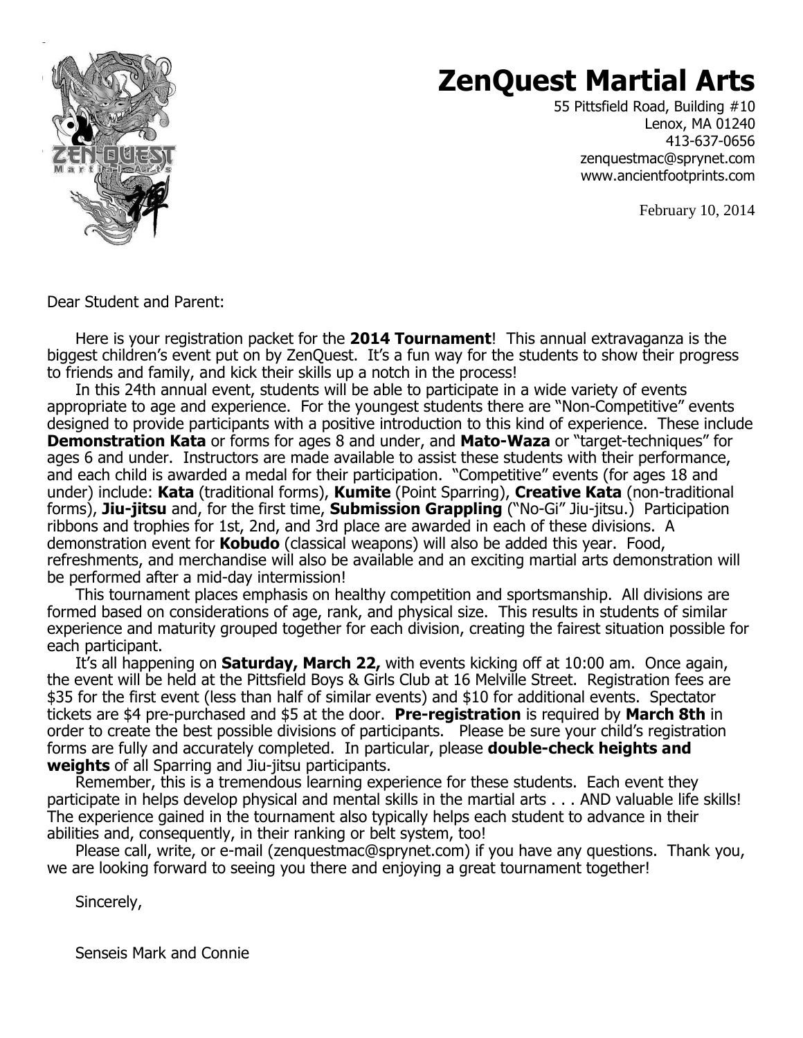# ZenQuest Martial Arts

55 Pittsfield Road, Building #10
Lenox, MA 01240
413-637-0656
zenquestmac@sprynet.com
www.ancientfootprints.com

February 10, 2014

Dear Student and Parent:

Here is your registration packet for the **2014 Tournament**! This annual extravaganza is the biggest children's event put on by ZenQuest. It's a fun way for the students to show their progress to friends and family, and kick their skills up a notch in the process!

In this 24th annual event, students will be able to participate in a wide variety of events appropriate to age and experience. For the youngest students there are "Non-Competitive" events designed to provide participants with a positive introduction to this kind of experience. These include **Demonstration Kata** or forms for ages 8 and under, and **Mato-Waza** or "target-techniques" for ages 6 and under. Instructors are made available to assist these students with their performance, and each child is awarded a medal for their participation. "Competitive" events (for ages 18 and under) include: **Kata** (traditional forms), **Kumite** (Point Sparring), **Creative Kata** (non-traditional forms), **Jiu-jitsu** and, for the first time, **Submission Grappling** ("No-Gi" Jiu-jitsu.) Participation ribbons and trophies for 1st, 2nd, and 3rd place are awarded in each of these divisions. A demonstration event for **Kobudo** (classical weapons) will also be added this year. Food, refreshments, and merchandise will also be available and an exciting martial arts demonstration will be performed after a mid-day intermission!

This tournament places emphasis on healthy competition and sportsmanship. All divisions are formed based on considerations of age, rank, and physical size. This results in students of similar experience and maturity grouped together for each division, creating the fairest situation possible for each participant.

It's all happening on **Saturday, March 22,** with events kicking off at 10:00 am. Once again, the event will be held at the Pittsfield Boys & Girls Club at 16 Melville Street. Registration fees are $35 for the first event (less than half of similar events) and $10 for additional events. Spectator tickets are $4 pre-purchased and $5 at the door. **Pre-registration** is required by **March 8th** in order to create the best possible divisions of participants. Please be sure your child's registration forms are fully and accurately completed. In particular, please **double-check heights and weights** of all Sparring and Jiu-jitsu participants.

Remember, this is a tremendous learning experience for these students. Each event they participate in helps develop physical and mental skills in the martial arts . . . AND valuable life skills! The experience gained in the tournament also typically helps each student to advance in their abilities and, consequently, in their ranking or belt system, too!

Please call, write, or e-mail (zenquestmac@sprynet.com) if you have any questions. Thank you, we are looking forward to seeing you there and enjoying a great tournament together!

Sincerely,

Senseis Mark and Connie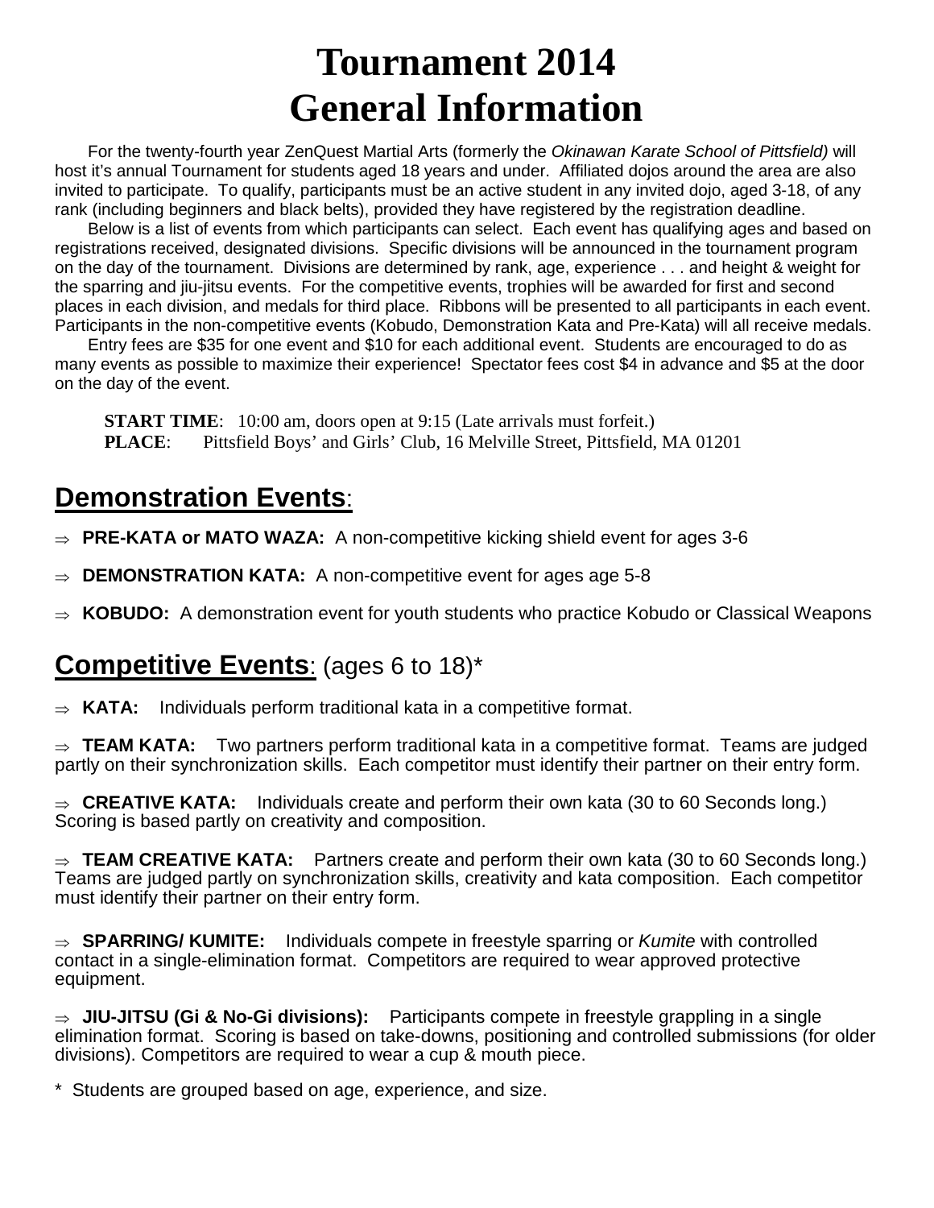# Tournament 2014
# General Information

For the twenty-fourth year ZenQuest Martial Arts (formerly the *Okinawan Karate School of Pittsfield)* will host it's annual Tournament for students aged 18 years and under. Affiliated dojos around the area are also invited to participate. To qualify, participants must be an active student in any invited dojo, aged 3-18, of any rank (including beginners and black belts), provided they have registered by the registration deadline.

Below is a list of events from which participants can select. Each event has qualifying ages and based on registrations received, designated divisions. Specific divisions will be announced in the tournament program on the day of the tournament. Divisions are determined by rank, age, experience . . . and height & weight for the sparring and jiu-jitsu events. For the competitive events, trophies will be awarded for first and second places in each division, and medals for third place. Ribbons will be presented to all participants in each event. Participants in the non-competitive events (Kobudo, Demonstration Kata and Pre-Kata) will all receive medals.

Entry fees are $35 for one event and $10 for each additional event. Students are encouraged to do as many events as possible to maximize their experience! Spectator fees cost $4 in advance and $5 at the door on the day of the event.

**START TIME**: 10:00 am, doors open at 9:15 (Late arrivals must forfeit.)
**PLACE**: Pittsfield Boys' and Girls' Club, 16 Melville Street, Pittsfield, MA 01201

## Demonstration Events:

- ⇒ **PRE-KATA or MATO WAZA:** A non-competitive kicking shield event for ages 3-6
- ⇒ **DEMONSTRATION KATA:** A non-competitive event for ages age 5-8
- ⇒ **KOBUDO:** A demonstration event for youth students who practice Kobudo or Classical Weapons

## Competitive Events: (ages 6 to 18)*

⇒ **KATA:** Individuals perform traditional kata in a competitive format.

⇒ **TEAM KATA:** Two partners perform traditional kata in a competitive format. Teams are judged partly on their synchronization skills. Each competitor must identify their partner on their entry form.

⇒ **CREATIVE KATA:** Individuals create and perform their own kata (30 to 60 Seconds long.) Scoring is based partly on creativity and composition.

⇒ **TEAM CREATIVE KATA:** Partners create and perform their own kata (30 to 60 Seconds long.) Teams are judged partly on synchronization skills, creativity and kata composition. Each competitor must identify their partner on their entry form.

⇒ **SPARRING/ KUMITE:** Individuals compete in freestyle sparring or *Kumite* with controlled contact in a single-elimination format. Competitors are required to wear approved protective equipment.

⇒ **JIU-JITSU (Gi & No-Gi divisions):** Participants compete in freestyle grappling in a single elimination format. Scoring is based on take-downs, positioning and controlled submissions (for older divisions). Competitors are required to wear a cup & mouth piece.

\* Students are grouped based on age, experience, and size.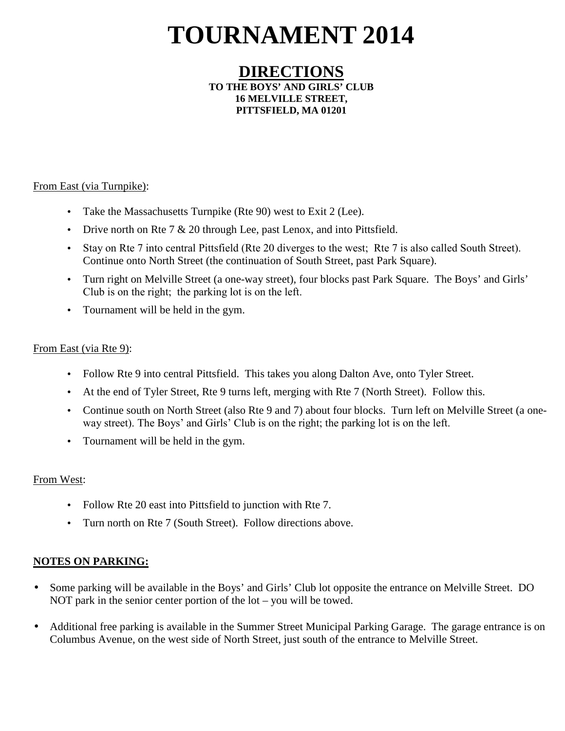# TOURNAMENT 2014

## DIRECTIONS

**TO THE BOYS' AND GIRLS' CLUB**
**16 MELVILLE STREET,**
**PITTSFIELD, MA 01201**

From East (via Turnpike):

- Take the Massachusetts Turnpike (Rte 90) west to Exit 2 (Lee).
- Drive north on Rte 7 & 20 through Lee, past Lenox, and into Pittsfield.
- Stay on Rte 7 into central Pittsfield (Rte 20 diverges to the west; Rte 7 is also called South Street). Continue onto North Street (the continuation of South Street, past Park Square).
- Turn right on Melville Street (a one-way street), four blocks past Park Square. The Boys' and Girls' Club is on the right; the parking lot is on the left.
- Tournament will be held in the gym.

From East (via Rte 9):

- Follow Rte 9 into central Pittsfield. This takes you along Dalton Ave, onto Tyler Street.
- At the end of Tyler Street, Rte 9 turns left, merging with Rte 7 (North Street). Follow this.
- Continue south on North Street (also Rte 9 and 7) about four blocks. Turn left on Melville Street (a one-way street). The Boys' and Girls' Club is on the right; the parking lot is on the left.
- Tournament will be held in the gym.

From West:

- Follow Rte 20 east into Pittsfield to junction with Rte 7.
- Turn north on Rte 7 (South Street). Follow directions above.

**NOTES ON PARKING:**

- Some parking will be available in the Boys' and Girls' Club lot opposite the entrance on Melville Street. DO NOT park in the senior center portion of the lot – you will be towed.
- Additional free parking is available in the Summer Street Municipal Parking Garage. The garage entrance is on Columbus Avenue, on the west side of North Street, just south of the entrance to Melville Street.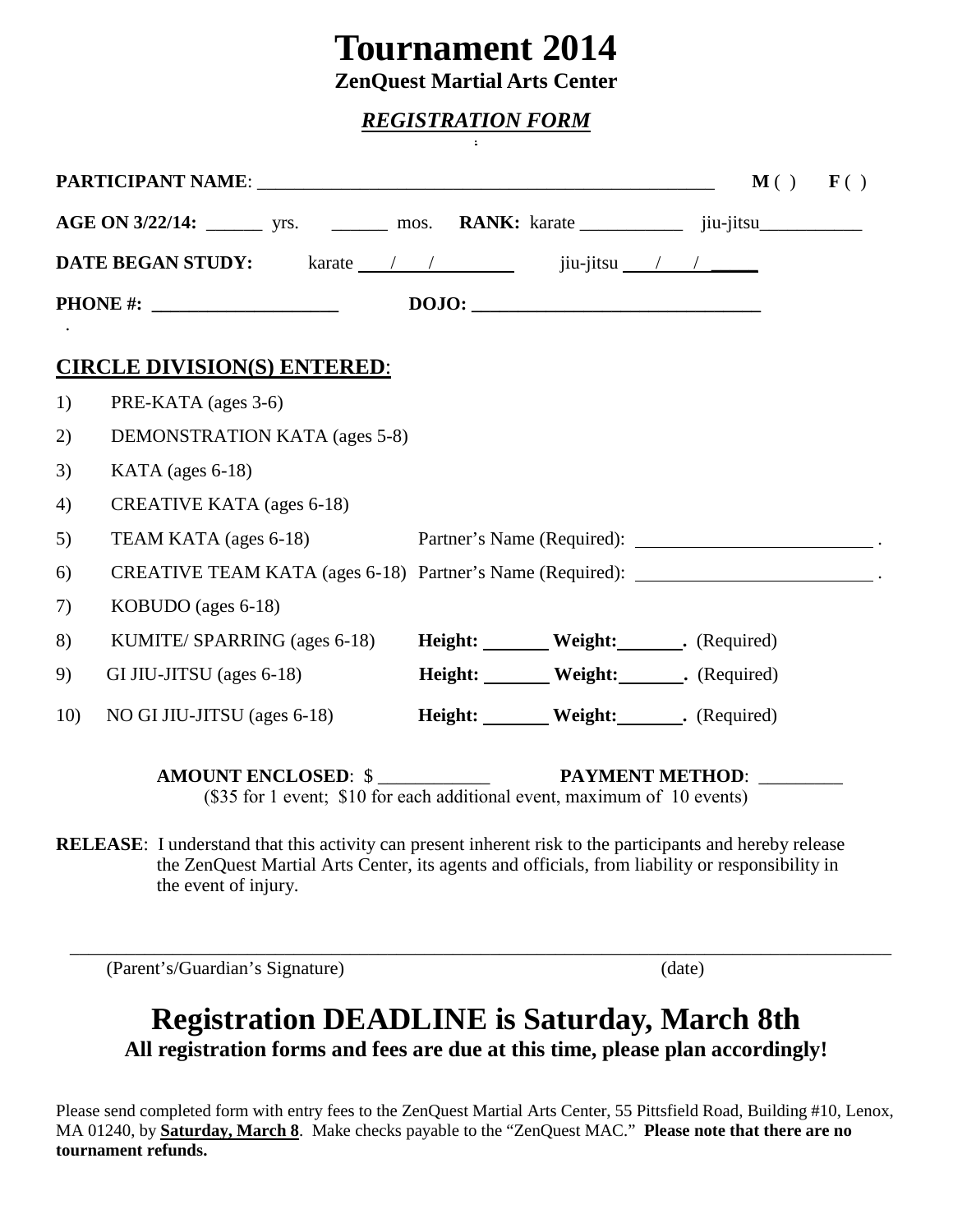# Tournament 2014

**ZenQuest Martial Arts Center**

***REGISTRATION FORM***

**PARTICIPANT NAME**: ___________________________________________________ **M** ( ) **F** ( )

**AGE ON 3/22/14:** ______ yrs. ______ mos. **RANK:** karate ___________ jiu-jitsu___________

**DATE BEGAN STUDY:** karate ___/___/________ jiu-jitsu ___/___/_____

**PHONE #:** ____________________ **DOJO:** _______________________________

## CIRCLE DIVISION(S) ENTERED:

1) PRE-KATA (ages 3-6)
2) DEMONSTRATION KATA (ages 5-8)
3) KATA (ages 6-18)
4) CREATIVE KATA (ages 6-18)
5) TEAM KATA (ages 6-18) Partner's Name (Required): _________________________ .
6) CREATIVE TEAM KATA (ages 6-18) Partner's Name (Required): _________________________ .
7) KOBUDO (ages 6-18)
8) KUMITE/ SPARRING (ages 6-18) **Height:** _______ **Weight:**_______**.** (Required)
9) GI JIU-JITSU (ages 6-18) **Height:** _______ **Weight:**_______**.** (Required)
10) NO GI JIU-JITSU (ages 6-18) **Height:** _______ **Weight:**_______**.** (Required)

**AMOUNT ENCLOSED**: $ ____________ **PAYMENT METHOD**: _________
($35 for 1 event; $10 for each additional event, maximum of 10 events)

**RELEASE**: I understand that this activity can present inherent risk to the participants and hereby release the ZenQuest Martial Arts Center, its agents and officials, from liability or responsibility in the event of injury.

_____________________________________________________________________________

(Parent's/Guardian's Signature) (date)

## Registration DEADLINE is Saturday, March 8th

**All registration forms and fees are due at this time, please plan accordingly!**

Please send completed form with entry fees to the ZenQuest Martial Arts Center, 55 Pittsfield Road, Building #10, Lenox, MA 01240, by **Saturday, March 8**. Make checks payable to the "ZenQuest MAC." **Please note that there are no tournament refunds.**